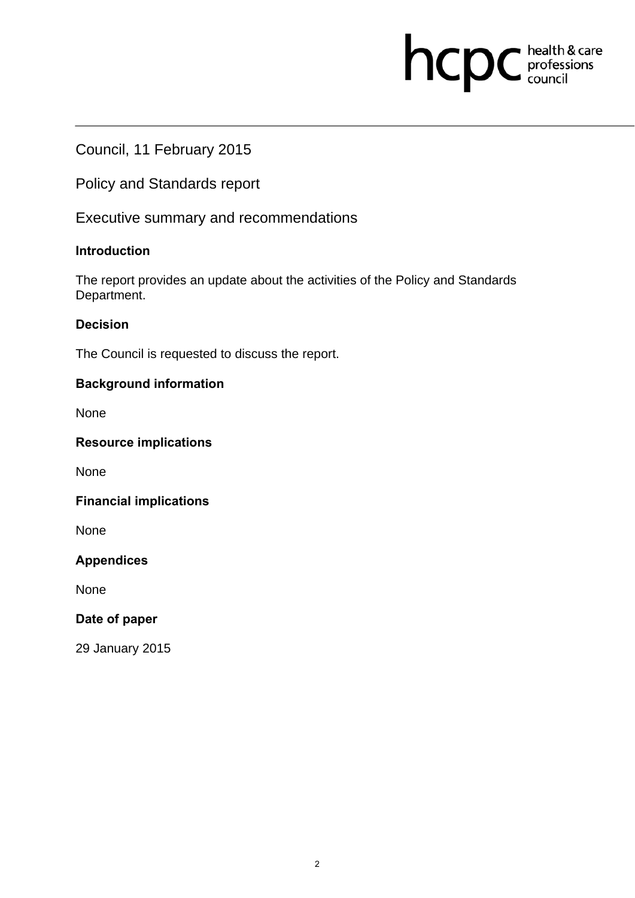Council, 11 February 2015

Policy and Standards report

Executive summary and recommendations

**Introduction**

The report provides an update about the activities of the Policy and Standards Department.

**Decision**

The Council is requested to discuss the report.

**Background information**

None

**Resource implications**

None

**Financial implications**

None

**Appendices**

None

**Date of paper**

29 January 2015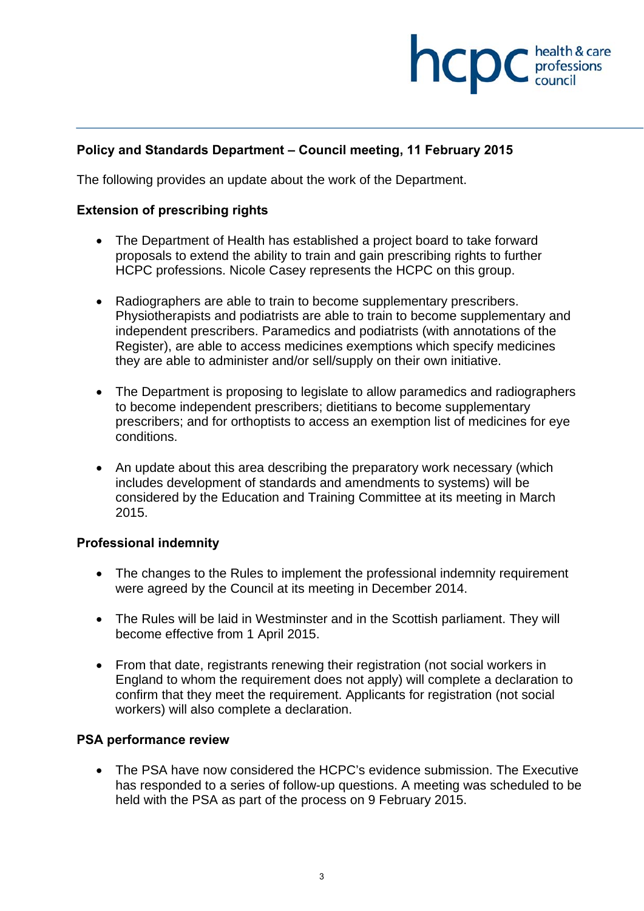**Policy and Standards Department – Council meeting, 11 February 2015**

The following provides an update about the work of the Department.

**Extension of prescribing rights**

- The Department of Health has established a project board to take forward proposals to extend the ability to train and gain prescribing rights to further HCPC professions. Nicole Casey represents the HCPC on this group.

- Radiographers are able to train to become supplementary prescribers. Physiotherapists and podiatrists are able to train to become supplementary and independent prescribers. Paramedics and podiatrists (with annotations of the Register), are able to access medicines exemptions which specify medicines they are able to administer and/or sell/supply on their own initiative.

- The Department is proposing to legislate to allow paramedics and radiographers to become independent prescribers; dietitians to become supplementary prescribers; and for orthoptists to access an exemption list of medicines for eye conditions.

- An update about this area describing the preparatory work necessary (which includes development of standards and amendments to systems) will be considered by the Education and Training Committee at its meeting in March 2015.

**Professional indemnity**

- The changes to the Rules to implement the professional indemnity requirement were agreed by the Council at its meeting in December 2014.

- The Rules will be laid in Westminster and in the Scottish parliament. They will become effective from 1 April 2015.

- From that date, registrants renewing their registration (not social workers in England to whom the requirement does not apply) will complete a declaration to confirm that they meet the requirement. Applicants for registration (not social workers) will also complete a declaration.

**PSA performance review**

- The PSA have now considered the HCPC's evidence submission. The Executive has responded to a series of follow-up questions. A meeting was scheduled to be held with the PSA as part of the process on 9 February 2015.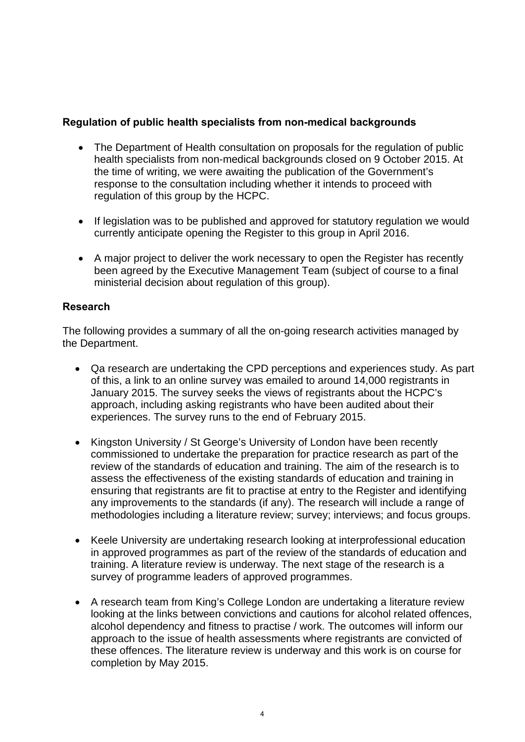### Regulation of public health specialists from non-medical backgrounds

- The Department of Health consultation on proposals for the regulation of public health specialists from non-medical backgrounds closed on 9 October 2015. At the time of writing, we were awaiting the publication of the Government's response to the consultation including whether it intends to proceed with regulation of this group by the HCPC.

- If legislation was to be published and approved for statutory regulation we would currently anticipate opening the Register to this group in April 2016.

- A major project to deliver the work necessary to open the Register has recently been agreed by the Executive Management Team (subject of course to a final ministerial decision about regulation of this group).

### Research

The following provides a summary of all the on-going research activities managed by the Department.

- Qa research are undertaking the CPD perceptions and experiences study. As part of this, a link to an online survey was emailed to around 14,000 registrants in January 2015. The survey seeks the views of registrants about the HCPC's approach, including asking registrants who have been audited about their experiences. The survey runs to the end of February 2015.

- Kingston University / St George's University of London have been recently commissioned to undertake the preparation for practice research as part of the review of the standards of education and training. The aim of the research is to assess the effectiveness of the existing standards of education and training in ensuring that registrants are fit to practise at entry to the Register and identifying any improvements to the standards (if any). The research will include a range of methodologies including a literature review; survey; interviews; and focus groups.

- Keele University are undertaking research looking at interprofessional education in approved programmes as part of the review of the standards of education and training. A literature review is underway. The next stage of the research is a survey of programme leaders of approved programmes.

- A research team from King's College London are undertaking a literature review looking at the links between convictions and cautions for alcohol related offences, alcohol dependency and fitness to practise / work. The outcomes will inform our approach to the issue of health assessments where registrants are convicted of these offences. The literature review is underway and this work is on course for completion by May 2015.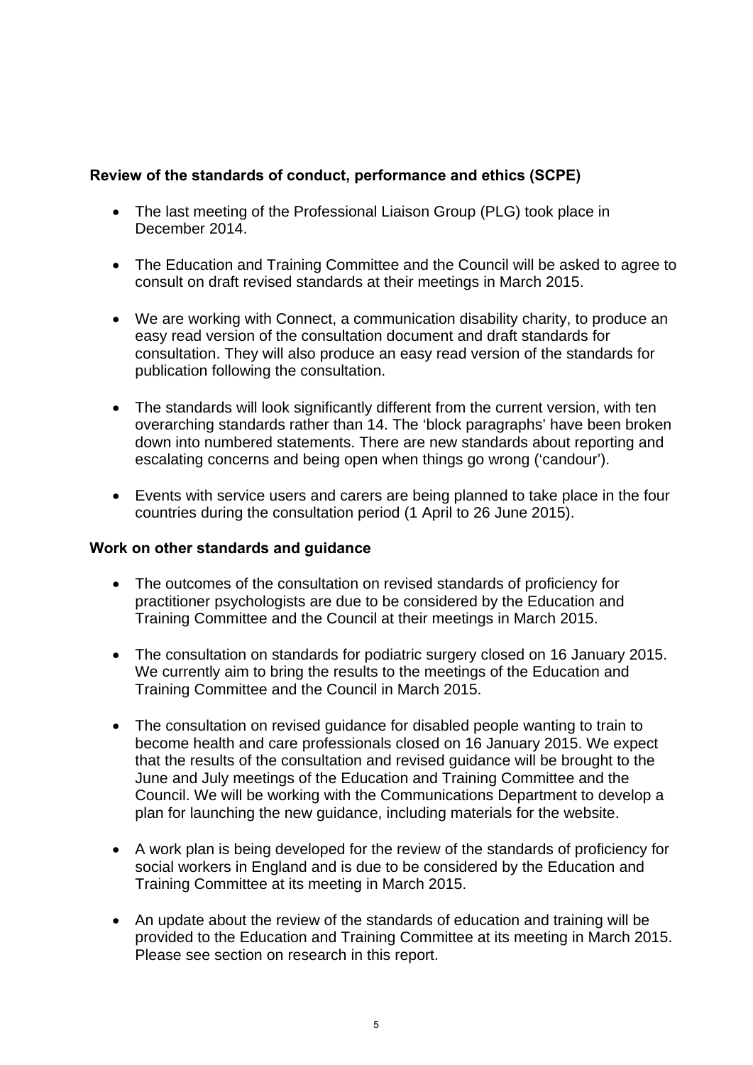## Review of the standards of conduct, performance and ethics (SCPE)

- The last meeting of the Professional Liaison Group (PLG) took place in December 2014.
- The Education and Training Committee and the Council will be asked to agree to consult on draft revised standards at their meetings in March 2015.
- We are working with Connect, a communication disability charity, to produce an easy read version of the consultation document and draft standards for consultation. They will also produce an easy read version of the standards for publication following the consultation.
- The standards will look significantly different from the current version, with ten overarching standards rather than 14. The 'block paragraphs' have been broken down into numbered statements. There are new standards about reporting and escalating concerns and being open when things go wrong ('candour').
- Events with service users and carers are being planned to take place in the four countries during the consultation period (1 April to 26 June 2015).

## Work on other standards and guidance

- The outcomes of the consultation on revised standards of proficiency for practitioner psychologists are due to be considered by the Education and Training Committee and the Council at their meetings in March 2015.
- The consultation on standards for podiatric surgery closed on 16 January 2015. We currently aim to bring the results to the meetings of the Education and Training Committee and the Council in March 2015.
- The consultation on revised guidance for disabled people wanting to train to become health and care professionals closed on 16 January 2015. We expect that the results of the consultation and revised guidance will be brought to the June and July meetings of the Education and Training Committee and the Council. We will be working with the Communications Department to develop a plan for launching the new guidance, including materials for the website.
- A work plan is being developed for the review of the standards of proficiency for social workers in England and is due to be considered by the Education and Training Committee at its meeting in March 2015.
- An update about the review of the standards of education and training will be provided to the Education and Training Committee at its meeting in March 2015. Please see section on research in this report.